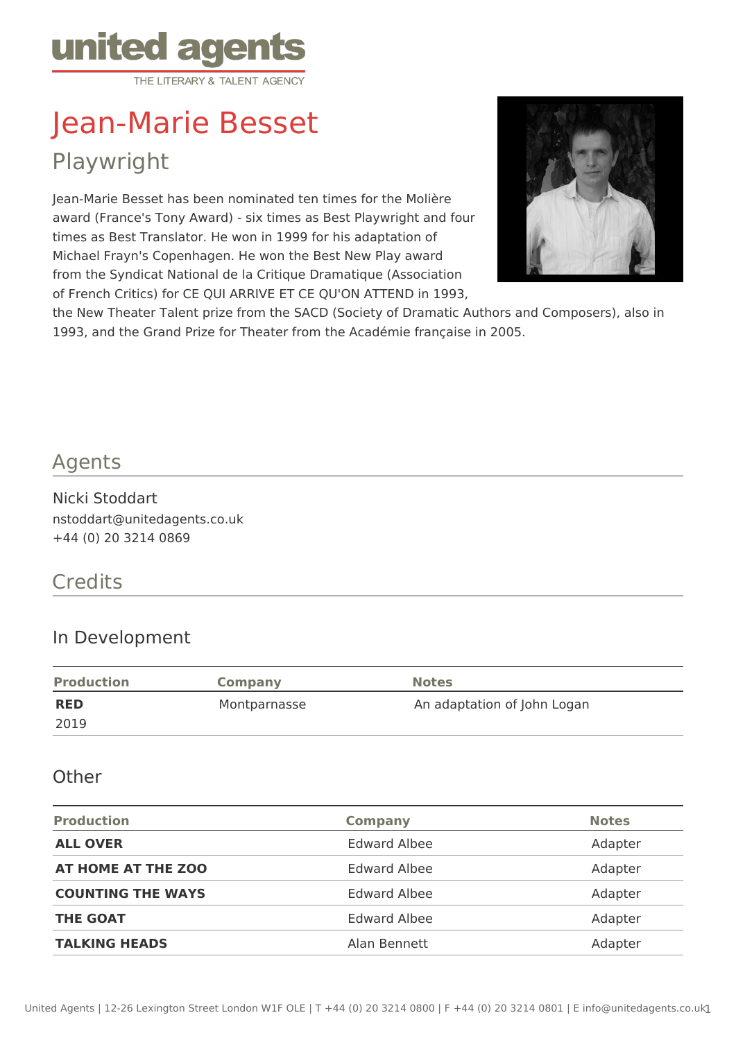united agents
THE LITERARY & TALENT AGENCY

# Jean-Marie Besset

## Playwright

Jean-Marie Besset has been nominated ten times for the Molière award (France's Tony Award) - six times as Best Playwright and four times as Best Translator. He won in 1999 for his adaptation of Michael Frayn's Copenhagen. He won the Best New Play award from the Syndicat National de la Critique Dramatique (Association of French Critics) for CE QUI ARRIVE ET CE QU'ON ATTEND in 1993, the New Theater Talent prize from the SACD (Society of Dramatic Authors and Composers), also in 1993, and the Grand Prize for Theater from the Académie française in 2005.

## Agents

Nicki Stoddart
nstoddart@unitedagents.co.uk
+44 (0) 20 3214 0869

## Credits

### In Development

| Production | Company | Notes |
|---|---|---|
| **RED** 2019 | Montparnasse | An adaptation of John Logan |

### Other

| Production | Company | Notes |
|---|---|---|
| **ALL OVER** | Edward Albee | Adapter |
| **AT HOME AT THE ZOO** | Edward Albee | Adapter |
| **COUNTING THE WAYS** | Edward Albee | Adapter |
| **THE GOAT** | Edward Albee | Adapter |
| **TALKING HEADS** | Alan Bennett | Adapter |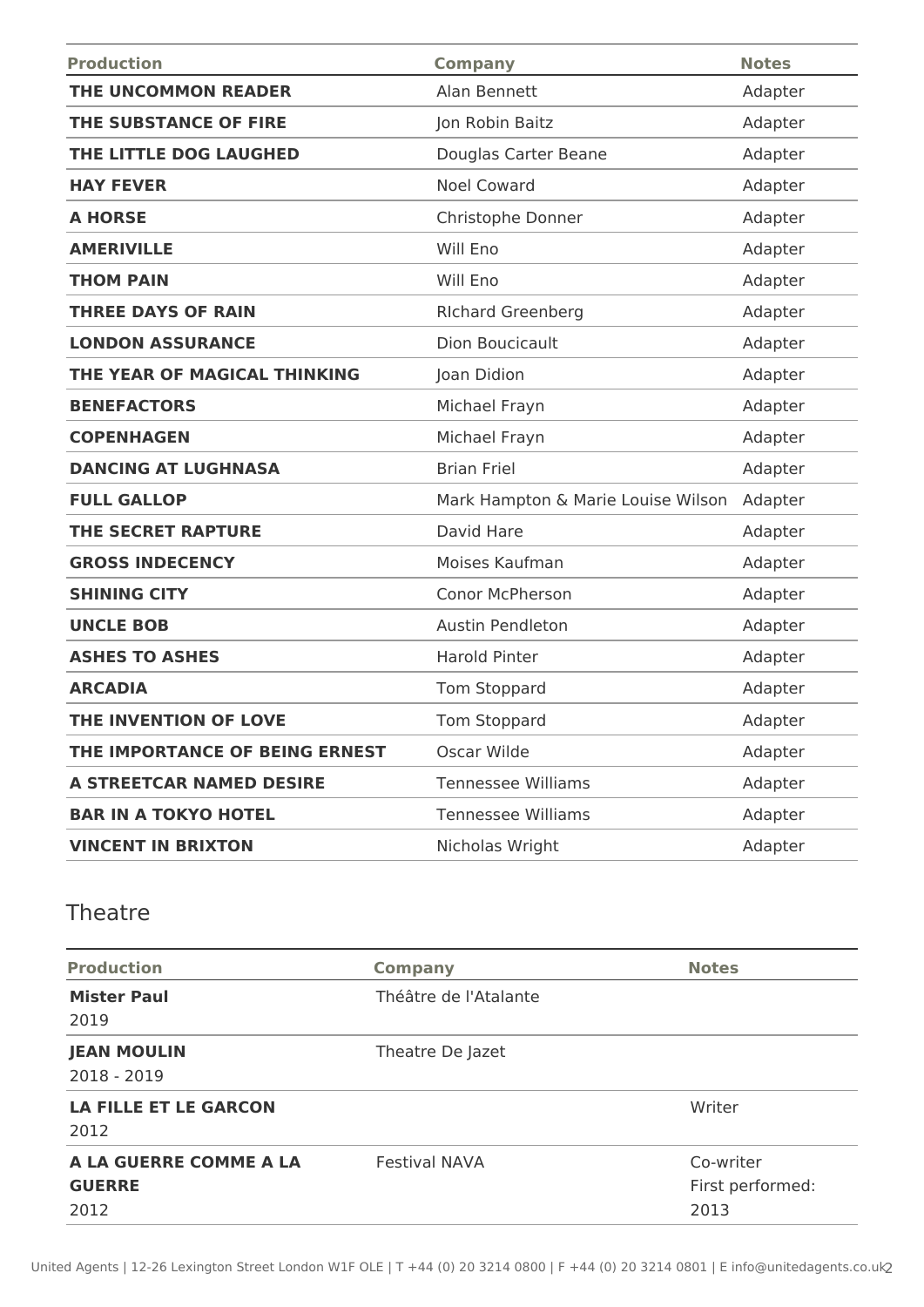| Production | Company | Notes |
| --- | --- | --- |
| **THE UNCOMMON READER** | Alan Bennett | Adapter |
| **THE SUBSTANCE OF FIRE** | Jon Robin Baitz | Adapter |
| **THE LITTLE DOG LAUGHED** | Douglas Carter Beane | Adapter |
| **HAY FEVER** | Noel Coward | Adapter |
| **A HORSE** | Christophe Donner | Adapter |
| **AMERIVILLE** | Will Eno | Adapter |
| **THOM PAIN** | Will Eno | Adapter |
| **THREE DAYS OF RAIN** | RIchard Greenberg | Adapter |
| **LONDON ASSURANCE** | Dion Boucicault | Adapter |
| **THE YEAR OF MAGICAL THINKING** | Joan Didion | Adapter |
| **BENEFACTORS** | Michael Frayn | Adapter |
| **COPENHAGEN** | Michael Frayn | Adapter |
| **DANCING AT LUGHNASA** | Brian Friel | Adapter |
| **FULL GALLOP** | Mark Hampton & Marie Louise Wilson | Adapter |
| **THE SECRET RAPTURE** | David Hare | Adapter |
| **GROSS INDECENCY** | Moises Kaufman | Adapter |
| **SHINING CITY** | Conor McPherson | Adapter |
| **UNCLE BOB** | Austin Pendleton | Adapter |
| **ASHES TO ASHES** | Harold Pinter | Adapter |
| **ARCADIA** | Tom Stoppard | Adapter |
| **THE INVENTION OF LOVE** | Tom Stoppard | Adapter |
| **THE IMPORTANCE OF BEING ERNEST** | Oscar Wilde | Adapter |
| **A STREETCAR NAMED DESIRE** | Tennessee Williams | Adapter |
| **BAR IN A TOKYO HOTEL** | Tennessee Williams | Adapter |
| **VINCENT IN BRIXTON** | Nicholas Wright | Adapter |

## Theatre

| Production | Company | Notes |
| --- | --- | --- |
| **Mister Paul** 2019 | Théâtre de l'Atalante | |
| **JEAN MOULIN** 2018 - 2019 | Theatre De Jazet | |
| **LA FILLE ET LE GARCON** 2012 | | Writer |
| **A LA GUERRE COMME A LA GUERRE** 2012 | Festival NAVA | Co-writer First performed: 2013 |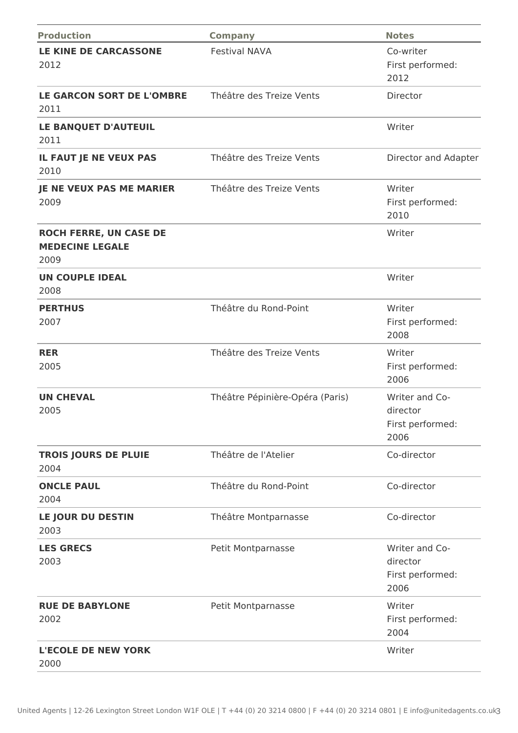| Production | Company | Notes |
| --- | --- | --- |
| **LE KINE DE CARCASSONE** 2012 | Festival NAVA | Co-writer First performed: 2012 |
| **LE GARCON SORT DE L'OMBRE** 2011 | Théâtre des Treize Vents | Director |
| **LE BANQUET D'AUTEUIL** 2011 | | Writer |
| **IL FAUT JE NE VEUX PAS** 2010 | Théâtre des Treize Vents | Director and Adapter |
| **JE NE VEUX PAS ME MARIER** 2009 | Théâtre des Treize Vents | Writer First performed: 2010 |
| **ROCH FERRE, UN CASE DE MEDECINE LEGALE** 2009 | | Writer |
| **UN COUPLE IDEAL** 2008 | | Writer |
| **PERTHUS** 2007 | Théâtre du Rond-Point | Writer First performed: 2008 |
| **RER** 2005 | Théâtre des Treize Vents | Writer First performed: 2006 |
| **UN CHEVAL** 2005 | Théâtre Pépinière-Opéra (Paris) | Writer and Co-director First performed: 2006 |
| **TROIS JOURS DE PLUIE** 2004 | Théâtre de l'Atelier | Co-director |
| **ONCLE PAUL** 2004 | Théâtre du Rond-Point | Co-director |
| **LE JOUR DU DESTIN** 2003 | Théâtre Montparnasse | Co-director |
| **LES GRECS** 2003 | Petit Montparnasse | Writer and Co-director First performed: 2006 |
| **RUE DE BABYLONE** 2002 | Petit Montparnasse | Writer First performed: 2004 |
| **L'ECOLE DE NEW YORK** 2000 | | Writer |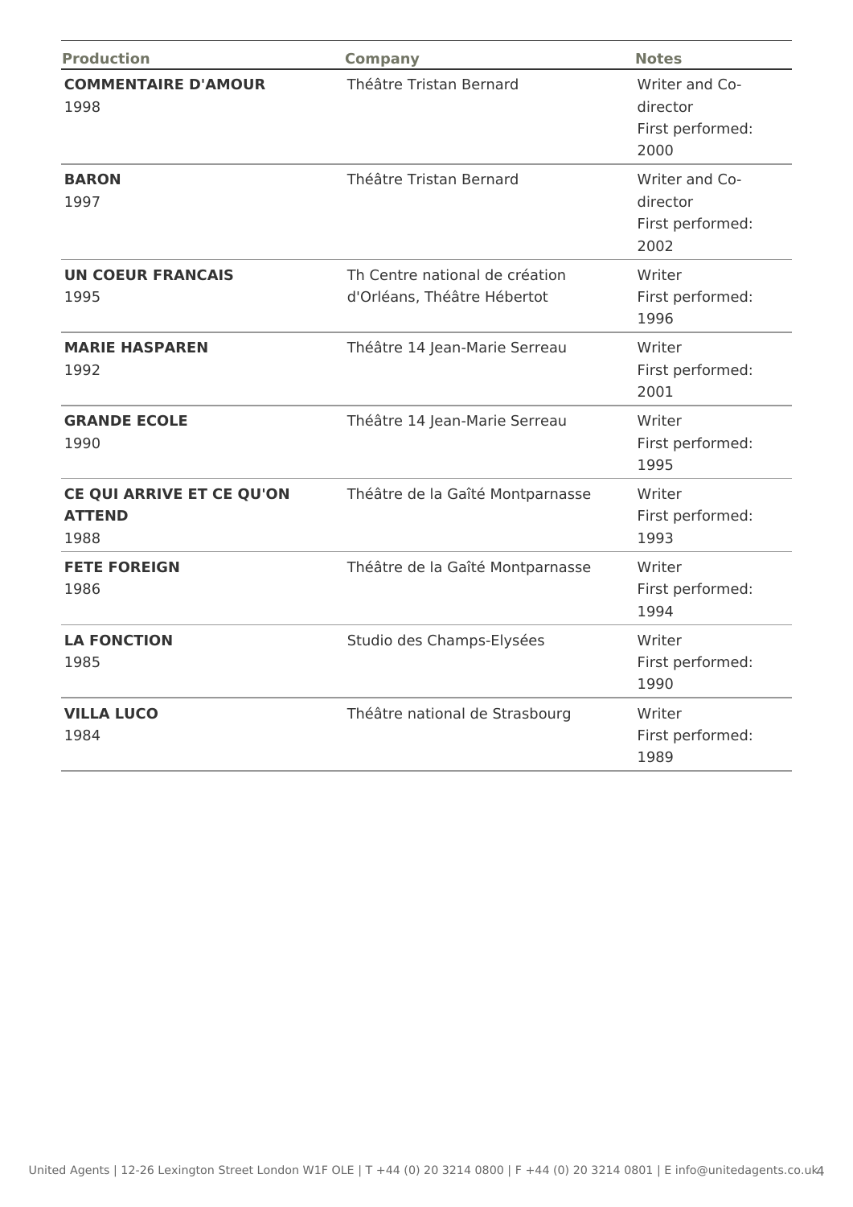| Production | Company | Notes |
|---|---|---|
| **COMMENTAIRE D'AMOUR** 1998 | Théâtre Tristan Bernard | Writer and Co-director First performed: 2000 |
| **BARON** 1997 | Théâtre Tristan Bernard | Writer and Co-director First performed: 2002 |
| **UN COEUR FRANCAIS** 1995 | Th Centre national de création d'Orléans, Théâtre Hébertot | Writer First performed: 1996 |
| **MARIE HASPAREN** 1992 | Théâtre 14 Jean-Marie Serreau | Writer First performed: 2001 |
| **GRANDE ECOLE** 1990 | Théâtre 14 Jean-Marie Serreau | Writer First performed: 1995 |
| **CE QUI ARRIVE ET CE QU'ON ATTEND** 1988 | Théâtre de la Gaîté Montparnasse | Writer First performed: 1993 |
| **FETE FOREIGN** 1986 | Théâtre de la Gaîté Montparnasse | Writer First performed: 1994 |
| **LA FONCTION** 1985 | Studio des Champs-Elysées | Writer First performed: 1990 |
| **VILLA LUCO** 1984 | Théâtre national de Strasbourg | Writer First performed: 1989 |